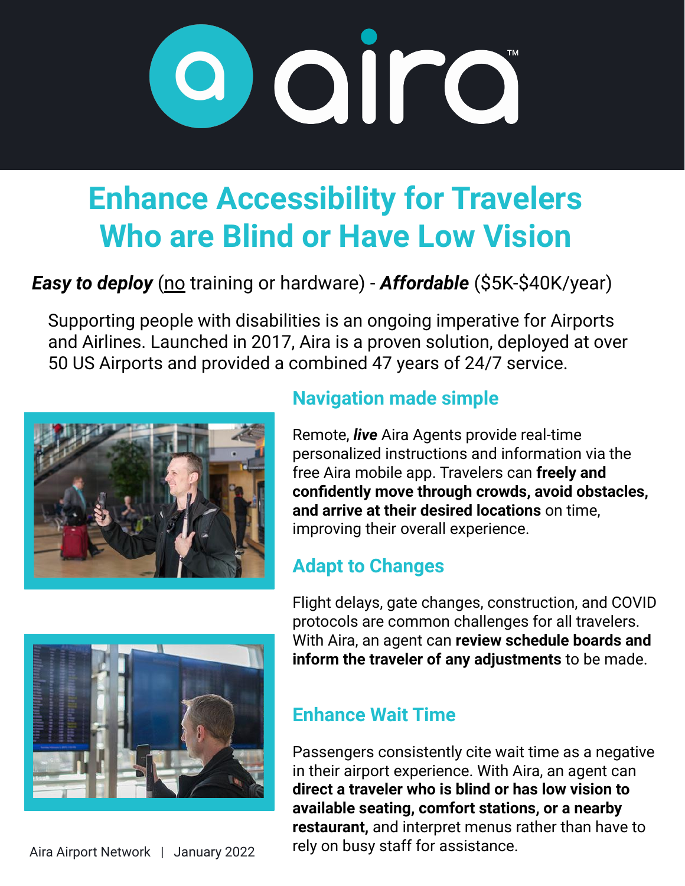# aira

# Enhance Accessibility for Travelers Who are Blind or Have Low Vision

***Easy to deploy*** (no training or hardware) - ***Affordable*** ($5K-$40K/year)

Supporting people with disabilities is an ongoing imperative for Airports and Airlines. Launched in 2017, Aira is a proven solution, deployed at over 50 US Airports and provided a combined 47 years of 24/7 service.

## Navigation made simple

Remote, ***live*** Aira Agents provide real-time personalized instructions and information via the free Aira mobile app. Travelers can **freely and confidently move through crowds, avoid obstacles, and arrive at their desired locations** on time, improving their overall experience.

## Adapt to Changes

Flight delays, gate changes, construction, and COVID protocols are common challenges for all travelers. With Aira, an agent can **review schedule boards and inform the traveler of any adjustments** to be made.

## Enhance Wait Time

Passengers consistently cite wait time as a negative in their airport experience. With Aira, an agent can **direct a traveler who is blind or has low vision to available seating, comfort stations, or a nearby restaurant,** and interpret menus rather than have to rely on busy staff for assistance.

Aira Airport Network | January 2022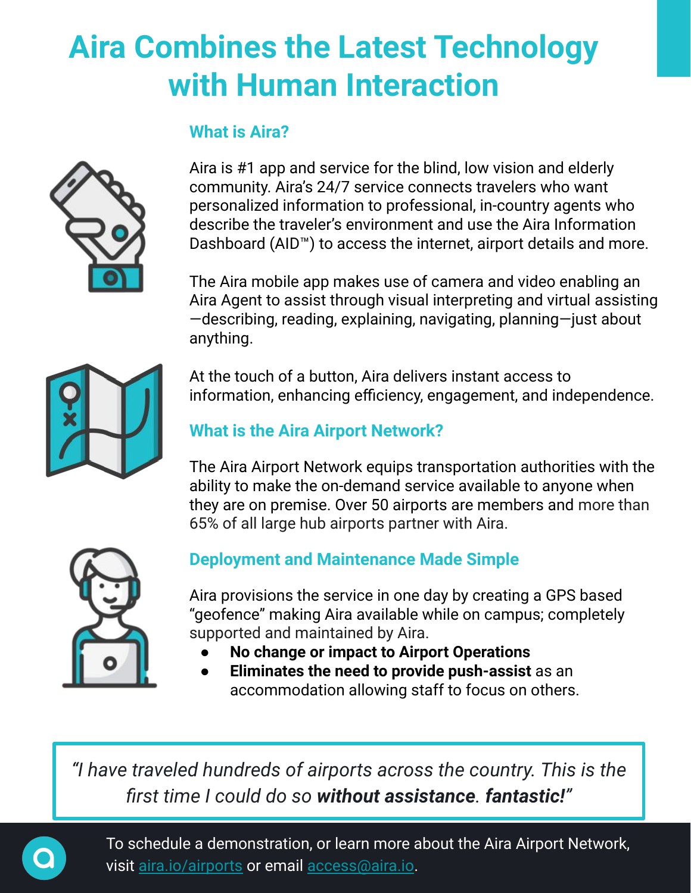# Aira Combines the Latest Technology with Human Interaction

## What is Aira?

Aira is #1 app and service for the blind, low vision and elderly community. Aira's 24/7 service connects travelers who want personalized information to professional, in-country agents who describe the traveler's environment and use the Aira Information Dashboard (AID™) to access the internet, airport details and more.

The Aira mobile app makes use of camera and video enabling an Aira Agent to assist through visual interpreting and virtual assisting—describing, reading, explaining, navigating, planning—just about anything.

At the touch of a button, Aira delivers instant access to information, enhancing efficiency, engagement, and independence.

## What is the Aira Airport Network?

The Aira Airport Network equips transportation authorities with the ability to make the on-demand service available to anyone when they are on premise. Over 50 airports are members and more than 65% of all large hub airports partner with Aira.

## Deployment and Maintenance Made Simple

Aira provisions the service in one day by creating a GPS based "geofence" making Aira available while on campus; completely supported and maintained by Aira.

- **No change or impact to Airport Operations**
- **Eliminates the need to provide push-assist** as an accommodation allowing staff to focus on others.

> *"I have traveled hundreds of airports across the country. This is the first time I could do so **without assistance**. **fantastic!**"*

To schedule a demonstration, or learn more about the Aira Airport Network, visit aira.io/airports or email access@aira.io.